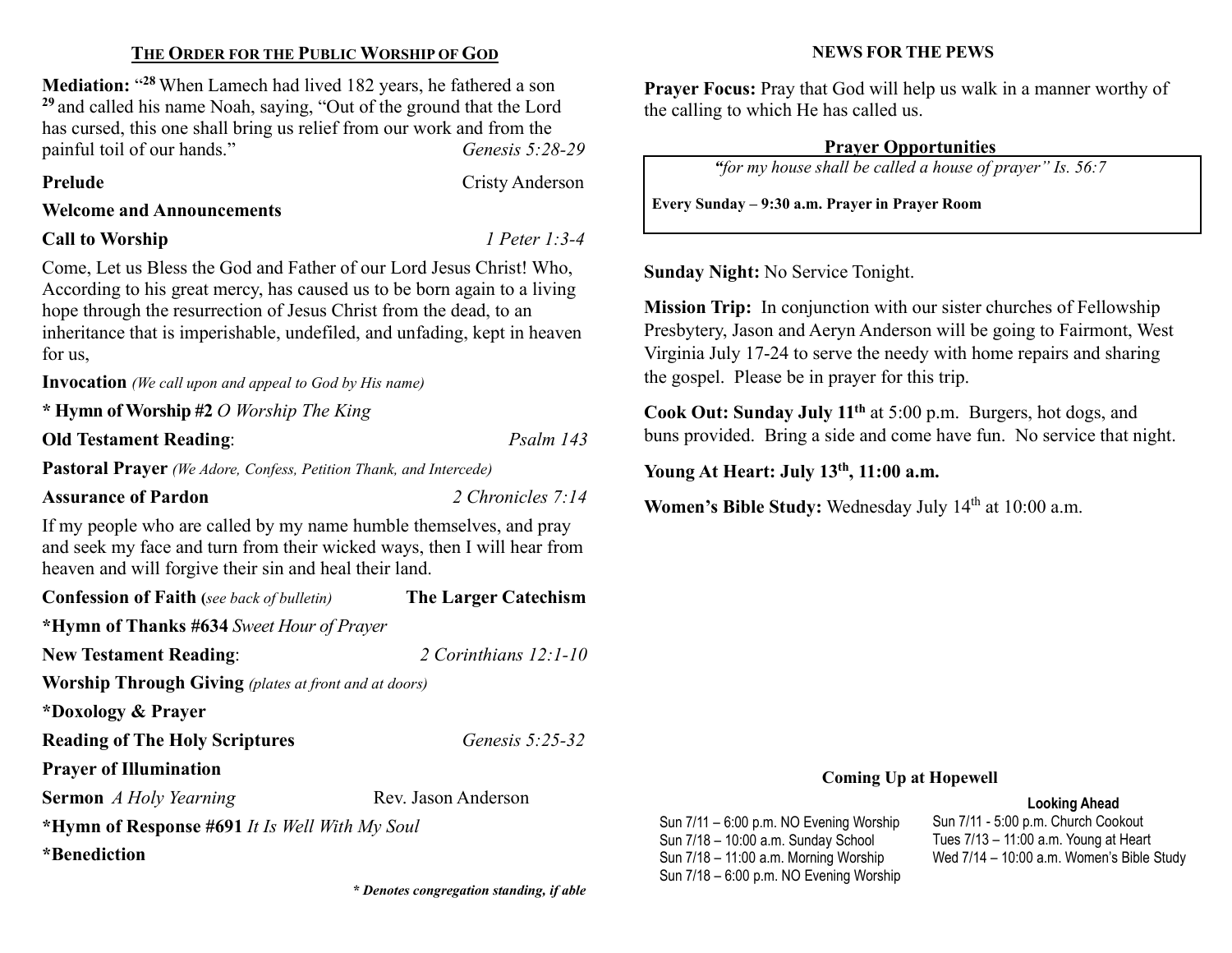## THE ORDER FOR THE PUBLIC WORSHIP OF GOD

**Mediation:** "[28] When Lamech had lived 182 years, he fathered a son [29] and called his name Noah, saying, "Out of the ground that the Lord has cursed, this one shall bring us relief from our work and from the painful toil of our hands." *Genesis 5:28-29*

**Prelude** Cristy Anderson

**Welcome and Announcements**

**Call to Worship** *1 Peter 1:3-4*

Come, Let us Bless the God and Father of our Lord Jesus Christ! Who, According to his great mercy, has caused us to be born again to a living hope through the resurrection of Jesus Christ from the dead, to an inheritance that is imperishable, undefiled, and unfading, kept in heaven for us,

**Invocation** *(We call upon and appeal to God by His name)*

**\* Hymn of Worship #2** *O Worship The King*

**Old Testament Reading**: *Psalm 143*

**Pastoral Prayer** *(We Adore, Confess, Petition Thank, and Intercede)*

**Assurance of Pardon** *2 Chronicles 7:14*

If my people who are called by my name humble themselves, and pray and seek my face and turn from their wicked ways, then I will hear from heaven and will forgive their sin and heal their land.

**Confession of Faith (***see back of bulletin)* **The Larger Catechism**

**\*Hymn of Thanks #634** *Sweet Hour of Prayer*

**New Testament Reading**: *2 Corinthians 12:1-10*

**Worship Through Giving** *(plates at front and at doors)*

**\*Doxology & Prayer**

**Reading of The Holy Scriptures** *Genesis 5:25-32*

**Prayer of Illumination**

**Sermon** *A Holy Yearning* Rev. Jason Anderson

**\*Hymn of Response #691** *It Is Well With My Soul*

**\*Benediction**

***\* Denotes congregation standing, if able***

## NEWS FOR THE PEWS

**Prayer Focus:** Pray that God will help us walk in a manner worthy of the calling to which He has called us.

### Prayer Opportunities

*"for my house shall be called a house of prayer" Is. 56:7*

**Every Sunday – 9:30 a.m. Prayer in Prayer Room**

**Sunday Night:** No Service Tonight.

**Mission Trip:** In conjunction with our sister churches of Fellowship Presbytery, Jason and Aeryn Anderson will be going to Fairmont, West Virginia July 17-24 to serve the needy with home repairs and sharing the gospel. Please be in prayer for this trip.

**Cook Out: Sunday July 11th** at 5:00 p.m. Burgers, hot dogs, and buns provided. Bring a side and come have fun. No service that night.

**Young At Heart: July 13th, 11:00 a.m.**

**Women's Bible Study:** Wednesday July 14th at 10:00 a.m.

### Coming Up at Hopewell

Sun 7/11 – 6:00 p.m. NO Evening Worship
Sun 7/18 – 10:00 a.m. Sunday School
Sun 7/18 – 11:00 a.m. Morning Worship
Sun 7/18 – 6:00 p.m. NO Evening Worship

**Looking Ahead**

Sun 7/11 - 5:00 p.m. Church Cookout
Tues 7/13 – 11:00 a.m. Young at Heart
Wed 7/14 – 10:00 a.m. Women's Bible Study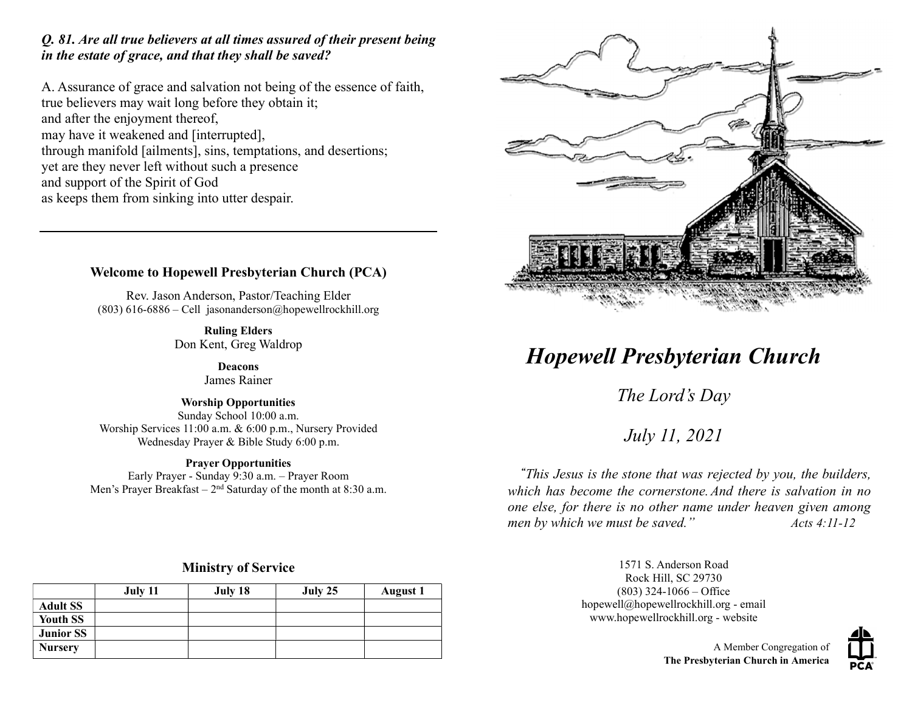***Q. 81. Are all true believers at all times assured of their present being in the estate of grace, and that they shall be saved?***

A. Assurance of grace and salvation not being of the essence of faith,
true believers may wait long before they obtain it;
and after the enjoyment thereof,
may have it weakened and [interrupted],
through manifold [ailments], sins, temptations, and desertions;
yet are they never left without such a presence
and support of the Spirit of God
as keeps them from sinking into utter despair.

---

### Welcome to Hopewell Presbyterian Church (PCA)

Rev. Jason Anderson, Pastor/Teaching Elder
(803) 616-6886 – Cell jasonanderson@hopewellrockhill.org

**Ruling Elders**
Don Kent, Greg Waldrop

**Deacons**
James Rainer

**Worship Opportunities**
Sunday School 10:00 a.m.
Worship Services 11:00 a.m. & 6:00 p.m., Nursery Provided
Wednesday Prayer & Bible Study 6:00 p.m.

**Prayer Opportunities**
Early Prayer - Sunday 9:30 a.m. – Prayer Room
Men's Prayer Breakfast – 2nd Saturday of the month at 8:30 a.m.

### Ministry of Service

| | July 11 | July 18 | July 25 | August 1 |
|---|---|---|---|---|
| **Adult SS** | | | | |
| **Youth SS** | | | | |
| **Junior SS** | | | | |
| **Nursery** | | | | |

# *Hopewell Presbyterian Church*

*The Lord's Day*

*July 11, 2021*

*"This Jesus is the stone that was rejected by you, the builders, which has become the cornerstone. And there is salvation in no one else, for there is no other name under heaven given among men by which we must be saved."* *Acts 4:11-12*

1571 S. Anderson Road
Rock Hill, SC 29730
(803) 324-1066 – Office
hopewell@hopewellrockhill.org - email
www.hopewellrockhill.org - website

A Member Congregation of
**The Presbyterian Church in America**

PCA